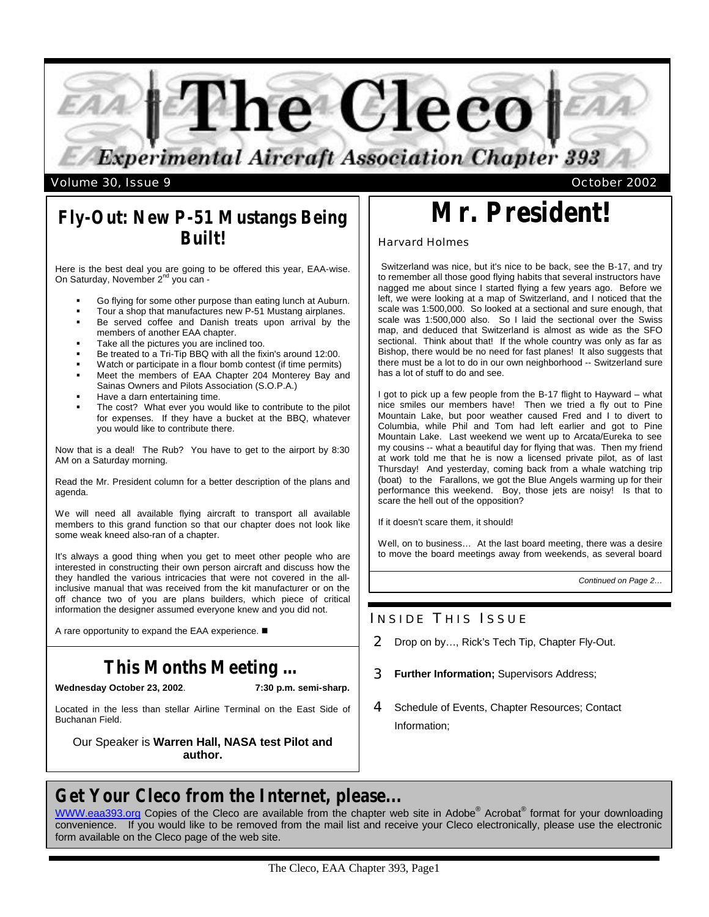# The Cleco

## Experimental Aircraft Association Chapter 393

Volume 30, Issue 9 — October 2002

## Fly-Out: New P-51 Mustangs Being Built!

Here is the best deal you are going to be offered this year, EAA-wise. On Saturday, November 2nd you can -

- Go flying for some other purpose than eating lunch at Auburn.
- Tour a shop that manufactures new P-51 Mustang airplanes.
- Be served coffee and Danish treats upon arrival by the members of another EAA chapter.
- Take all the pictures you are inclined too.
- Be treated to a Tri-Tip BBQ with all the fixin's around 12:00.
- Watch or participate in a flour bomb contest (if time permits)
- Meet the members of EAA Chapter 204 Monterey Bay and Sainas Owners and Pilots Association (S.O.P.A.)
- Have a darn entertaining time.
- The cost? What ever you would like to contribute to the pilot for expenses. If they have a bucket at the BBQ, whatever you would like to contribute there.

Now that is a deal! The Rub? You have to get to the airport by 8:30 AM on a Saturday morning.

Read the Mr. President column for a better description of the plans and agenda.

We will need all available flying aircraft to transport all available members to this grand function so that our chapter does not look like some weak kneed also-ran of a chapter.

It's always a good thing when you get to meet other people who are interested in constructing their own person aircraft and discuss how the they handled the various intricacies that were not covered in the all-inclusive manual that was received from the kit manufacturer or on the off chance two of you are plans builders, which piece of critical information the designer assumed everyone knew and you did not.

A rare opportunity to expand the EAA experience. ■

## This Months Meeting ...

**Wednesday October 23, 2002**. **7:30 p.m. semi-sharp.**

Located in the less than stellar Airline Terminal on the East Side of Buchanan Field.

Our Speaker is **Warren Hall, NASA test Pilot and author.**

## Mr. President!

Harvard Holmes

Switzerland was nice, but it's nice to be back, see the B-17, and try to remember all those good flying habits that several instructors have nagged me about since I started flying a few years ago. Before we left, we were looking at a map of Switzerland, and I noticed that the scale was 1:500,000. So looked at a sectional and sure enough, that scale was 1:500,000 also. So I laid the sectional over the Swiss map, and deduced that Switzerland is almost as wide as the SFO sectional. Think about that! If the whole country was only as far as Bishop, there would be no need for fast planes! It also suggests that there must be a lot to do in our own neighborhood -- Switzerland sure has a lot of stuff to do and see.

I got to pick up a few people from the B-17 flight to Hayward – what nice smiles our members have! Then we tried a fly out to Pine Mountain Lake, but poor weather caused Fred and I to divert to Columbia, while Phil and Tom had left earlier and got to Pine Mountain Lake. Last weekend we went up to Arcata/Eureka to see my cousins -- what a beautiful day for flying that was. Then my friend at work told me that he is now a licensed private pilot, as of last Thursday! And yesterday, coming back from a whale watching trip (boat) to the Farallons, we got the Blue Angels warming up for their performance this weekend. Boy, those jets are noisy! Is that to scare the hell out of the opposition?

If it doesn't scare them, it should!

Well, on to business… At the last board meeting, there was a desire to move the board meetings away from weekends, as several board

*Continued on Page 2…*

## Inside This Issue

2 Drop on by…, Rick's Tech Tip, Chapter Fly-Out.

3 **Further Information;** Supervisors Address;

4 Schedule of Events, Chapter Resources; Contact Information;

## Get Your Cleco from the Internet, please…

[WWW.eaa393.org](http://WWW.eaa393.org) Copies of the Cleco are available from the chapter web site in Adobe® Acrobat® format for your downloading convenience. If you would like to be removed from the mail list and receive your Cleco electronically, please use the electronic form available on the Cleco page of the web site.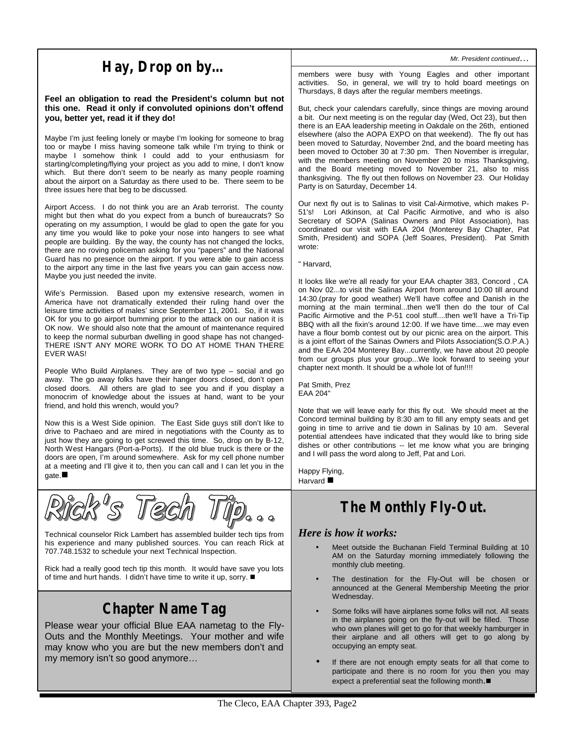# Hay, Drop on by...

**Feel an obligation to read the President's column but not this one. Read it only if convoluted opinions don't offend you, better yet, read it if they do!**

Maybe I'm just feeling lonely or maybe I'm looking for someone to brag too or maybe I miss having someone talk while I'm trying to think or maybe I somehow think I could add to your enthusiasm for starting/completing/flying your project as you add to mine, I don't know which. But there don't seem to be nearly as many people roaming about the airport on a Saturday as there used to be. There seem to be three issues here that beg to be discussed.

Airport Access. I do not think you are an Arab terrorist. The county might but then what do you expect from a bunch of bureaucrats? So operating on my assumption, I would be glad to open the gate for you any time you would like to poke your nose into hangers to see what people are building. By the way, the county has not changed the locks, there are no roving policeman asking for you "papers" and the National Guard has no presence on the airport. If you were able to gain access to the airport any time in the last five years you can gain access now. Maybe you just needed the invite.

Wife's Permission. Based upon my extensive research, women in America have not dramatically extended their ruling hand over the leisure time activities of males' since September 11, 2001. So, if it was OK for you to go airport bumming prior to the attack on our nation it is OK now. We should also note that the amount of maintenance required to keep the normal suburban dwelling in good shape has not changed- THERE ISN'T ANY MORE WORK TO DO AT HOME THAN THERE EVER WAS!

People Who Build Airplanes. They are of two type – social and go away. The go away folks have their hanger doors closed, don't open closed doors. All others are glad to see you and if you display a monocrim of knowledge about the issues at hand, want to be your friend, and hold this wrench, would you?

Now this is a West Side opinion. The East Side guys still don't like to drive to Pachaeo and are mired in negotiations with the County as to just how they are going to get screwed this time. So, drop on by B-12, North West Hangars (Port-a-Ports). If the old blue truck is there or the doors are open, I'm around somewhere. Ask for my cell phone number at a meeting and I'll give it to, then you can call and I can let you in the gate. ■

*Mr. President continued…*

members were busy with Young Eagles and other important activities. So, in general, we will try to hold board meetings on Thursdays, 8 days after the regular members meetings.

But, check your calendars carefully, since things are moving around a bit. Our next meeting is on the regular day (Wed, Oct 23), but then there is an EAA leadership meeting in Oakdale on the 26th, entioned elsewhere (also the AOPA EXPO on that weekend). The fly out has been moved to Saturday, November 2nd, and the board meeting has been moved to October 30 at 7:30 pm. Then November is irregular, with the members meeting on November 20 to miss Thanksgiving, and the Board meeting moved to November 21, also to miss thanksgiving. The fly out then follows on November 23. Our Holiday Party is on Saturday, December 14.

Our next fly out is to Salinas to visit Cal-Airmotive, which makes P-51's! Lori Atkinson, at Cal Pacific Airmotive, and who is also Secretary of SOPA (Salinas Owners and Pilot Association), has coordinated our visit with EAA 204 (Monterey Bay Chapter, Pat Smith, President) and SOPA (Jeff Soares, President). Pat Smith wrote:

" Harvard,

It looks like we're all ready for your EAA chapter 383, Concord , CA on Nov 02...to visit the Salinas Airport from around 10:00 till around 14:30.(pray for good weather) We'll have coffee and Danish in the morning at the main terminal...then we'll then do the tour of Cal Pacific Airmotive and the P-51 cool stuff....then we'll have a Tri-Tip BBQ with all the fixin's around 12:00. If we have time....we may even have a flour bomb contest out by our picnic area on the airport. This is a joint effort of the Sainas Owners and Pilots Association(S.O.P.A.) and the EAA 204 Monterey Bay...currently, we have about 20 people from our groups plus your group...We look forward to seeing your chapter next month. It should be a whole lot of fun!!!!

Pat Smith, Prez
EAA 204"

Note that we will leave early for this fly out. We should meet at the Concord terminal building by 8:30 am to fill any empty seats and get going in time to arrive and tie down in Salinas by 10 am. Several potential attendees have indicated that they would like to bring side dishes or other contributions -- let me know what you are bringing and I will pass the word along to Jeff, Pat and Lori.

Happy Flying,
Harvard ■

# Rick's Tech Tip...

Technical counselor Rick Lambert has assembled builder tech tips from his experience and many published sources. You can reach Rick at 707.748.1532 to schedule your next Technical Inspection.

Rick had a really good tech tip this month. It would have save you lots of time and hurt hands. I didn't have time to write it up, sorry. ■

# Chapter Name Tag

Please wear your official Blue EAA nametag to the Fly-Outs and the Monthly Meetings. Your mother and wife may know who you are but the new members don't and my memory isn't so good anymore…

# The Monthly Fly-Out.

***Here is how it works:***

- Meet outside the Buchanan Field Terminal Building at 10 AM on the Saturday morning immediately following the monthly club meeting.
- The destination for the Fly-Out will be chosen or announced at the General Membership Meeting the prior Wednesday.
- Some folks will have airplanes some folks will not. All seats in the airplanes going on the fly-out will be filled. Those who own planes will get to go for that weekly hamburger in their airplane and all others will get to go along by occupying an empty seat.
- If there are not enough empty seats for all that come to participate and there is no room for you then you may expect a preferential seat the following month. ■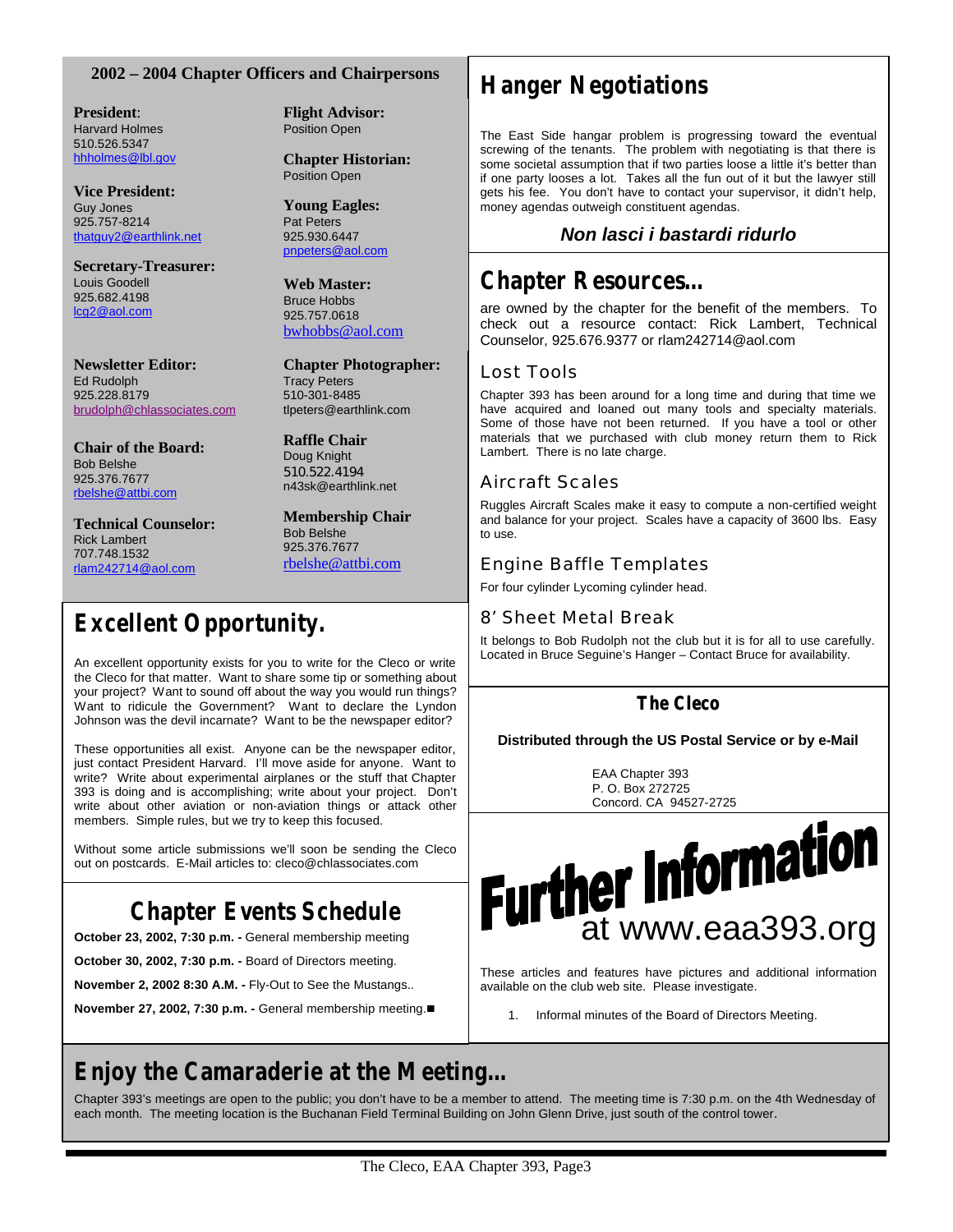## 2002 – 2004 Chapter Officers and Chairpersons

**President**:
Harvard Holmes
510.526.5347
hhholmes@lbl.gov

**Vice President:**
Guy Jones
925.757-8214
thatguy2@earthlink.net

**Secretary-Treasurer:**
Louis Goodell
925.682.4198
lcg2@aol.com

**Newsletter Editor:**
Ed Rudolph
925.228.8179
brudolph@chlassociates.com

**Chair of the Board:**
Bob Belshe
925.376.7677
rbelshe@attbi.com

**Technical Counselor:**
Rick Lambert
707.748.1532
rlam242714@aol.com

**Flight Advisor:**
Position Open

**Chapter Historian:**
Position Open

**Young Eagles:**
Pat Peters
925.930.6447
pnpeters@aol.com

**Web Master:**
Bruce Hobbs
925.757.0618
bwhobbs@aol.com

**Chapter Photographer:**
Tracy Peters
510-301-8485
tlpeters@earthlink.com

**Raffle Chair**
Doug Knight
510.522.4194
n43sk@earthlink.net

**Membership Chair**
Bob Belshe
925.376.7677
rbelshe@attbi.com

# Excellent Opportunity.

An excellent opportunity exists for you to write for the Cleco or write the Cleco for that matter. Want to share some tip or something about your project? Want to sound off about the way you would run things? Want to ridicule the Government? Want to declare the Lyndon Johnson was the devil incarnate? Want to be the newspaper editor?

These opportunities all exist. Anyone can be the newspaper editor, just contact President Harvard. I'll move aside for anyone. Want to write? Write about experimental airplanes or the stuff that Chapter 393 is doing and is accomplishing; write about your project. Don't write about other aviation or non-aviation things or attack other members. Simple rules, but we try to keep this focused.

Without some article submissions we'll soon be sending the Cleco out on postcards. E-Mail articles to: cleco@chlassociates.com

# Chapter Events Schedule

**October 23, 2002, 7:30 p.m. -** General membership meeting

**October 30, 2002, 7:30 p.m. -** Board of Directors meeting.

**November 2, 2002 8:30 A.M. -** Fly-Out to See the Mustangs..

**November 27, 2002, 7:30 p.m. -** General membership meeting.■

# Hanger Negotiations

The East Side hangar problem is progressing toward the eventual screwing of the tenants. The problem with negotiating is that there is some societal assumption that if two parties loose a little it's better than if one party looses a lot. Takes all the fun out of it but the lawyer still gets his fee. You don't have to contact your supervisor, it didn't help, money agendas outweigh constituent agendas.

***Non lasci i bastardi ridurlo***

# Chapter Resources…

are owned by the chapter for the benefit of the members. To check out a resource contact: Rick Lambert, Technical Counselor, 925.676.9377 or rlam242714@aol.com

## Lost Tools

Chapter 393 has been around for a long time and during that time we have acquired and loaned out many tools and specialty materials. Some of those have not been returned. If you have a tool or other materials that we purchased with club money return them to Rick Lambert. There is no late charge.

## Aircraft Scales

Ruggles Aircraft Scales make it easy to compute a non-certified weight and balance for your project. Scales have a capacity of 3600 lbs. Easy to use.

## Engine Baffle Templates

For four cylinder Lycoming cylinder head.

## 8' Sheet Metal Break

It belongs to Bob Rudolph not the club but it is for all to use carefully. Located in Bruce Seguine's Hanger – Contact Bruce for availability.

## The Cleco

**Distributed through the US Postal Service or by e-Mail**

EAA Chapter 393
P. O. Box 272725
Concord. CA 94527-2725

# Further Information at www.eaa393.org

These articles and features have pictures and additional information available on the club web site. Please investigate.

1. Informal minutes of the Board of Directors Meeting.

# Enjoy the Camaraderie at the Meeting…

Chapter 393's meetings are open to the public; you don't have to be a member to attend. The meeting time is 7:30 p.m. on the 4th Wednesday of each month. The meeting location is the Buchanan Field Terminal Building on John Glenn Drive, just south of the control tower.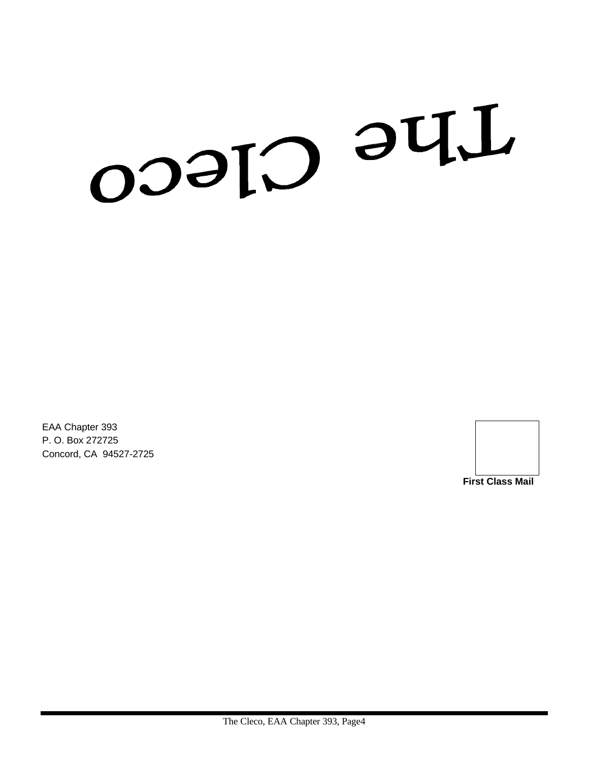# The Cleco

EAA Chapter 393
P. O. Box 272725
Concord, CA 94527-2725

**First Class Mail**